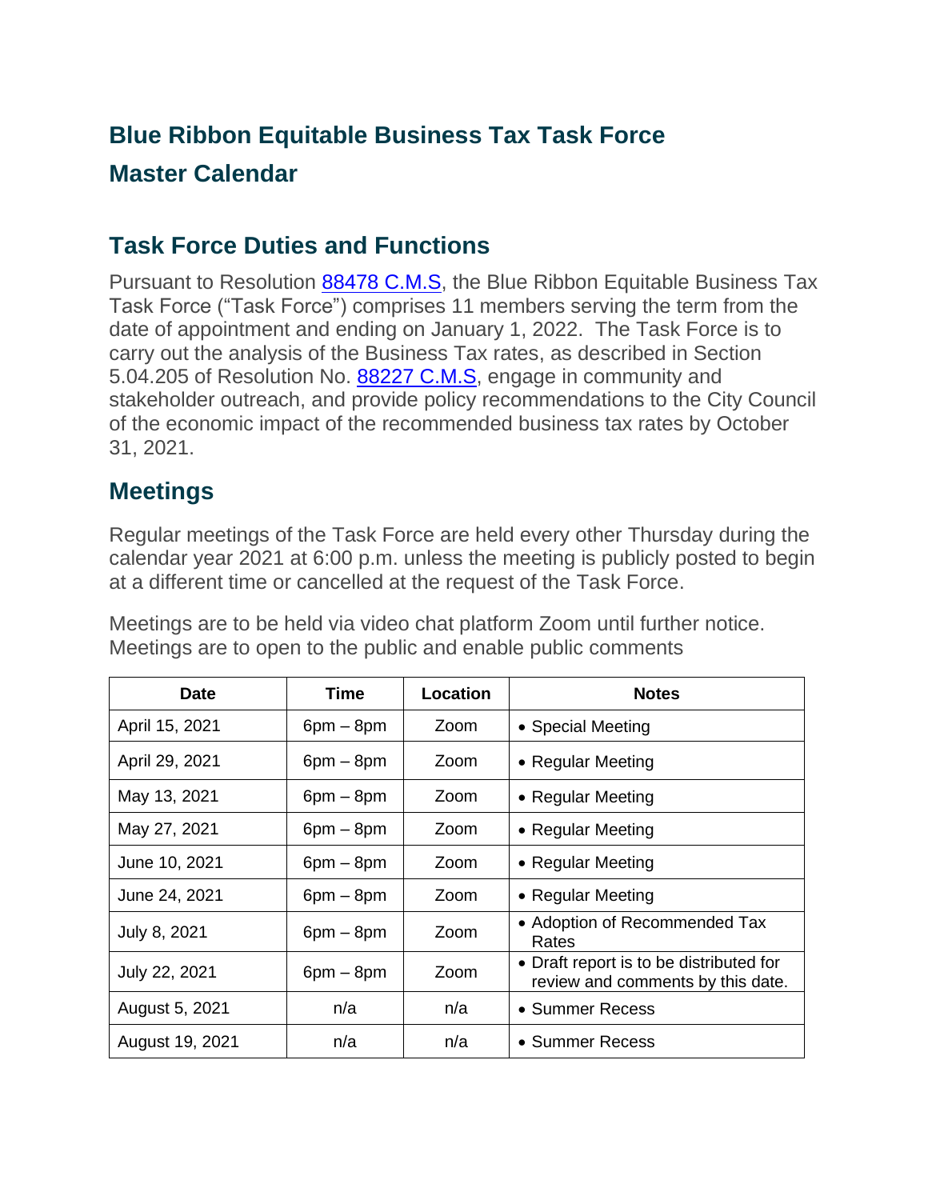# Blue Ribbon Equitable Business Tax Task Force

# Master Calendar

## Task Force Duties and Functions

Pursuant to Resolution 88478 C.M.S, the Blue Ribbon Equitable Business Tax Task Force ("Task Force") comprises 11 members serving the term from the date of appointment and ending on January 1, 2022. The Task Force is to carry out the analysis of the Business Tax rates, as described in Section 5.04.205 of Resolution No. 88227 C.M.S, engage in community and stakeholder outreach, and provide policy recommendations to the City Council of the economic impact of the recommended business tax rates by October 31, 2021.

## Meetings

Regular meetings of the Task Force are held every other Thursday during the calendar year 2021 at 6:00 p.m. unless the meeting is publicly posted to begin at a different time or cancelled at the request of the Task Force.

Meetings are to be held via video chat platform Zoom until further notice. Meetings are to open to the public and enable public comments

| Date | Time | Location | Notes |
|---|---|---|---|
| April 15, 2021 | 6pm – 8pm | Zoom | • Special Meeting |
| April 29, 2021 | 6pm – 8pm | Zoom | • Regular Meeting |
| May 13, 2021 | 6pm – 8pm | Zoom | • Regular Meeting |
| May 27, 2021 | 6pm – 8pm | Zoom | • Regular Meeting |
| June 10, 2021 | 6pm – 8pm | Zoom | • Regular Meeting |
| June 24, 2021 | 6pm – 8pm | Zoom | • Regular Meeting |
| July 8, 2021 | 6pm – 8pm | Zoom | • Adoption of Recommended Tax Rates |
| July 22, 2021 | 6pm – 8pm | Zoom | • Draft report is to be distributed for review and comments by this date. |
| August 5, 2021 | n/a | n/a | • Summer Recess |
| August 19, 2021 | n/a | n/a | • Summer Recess |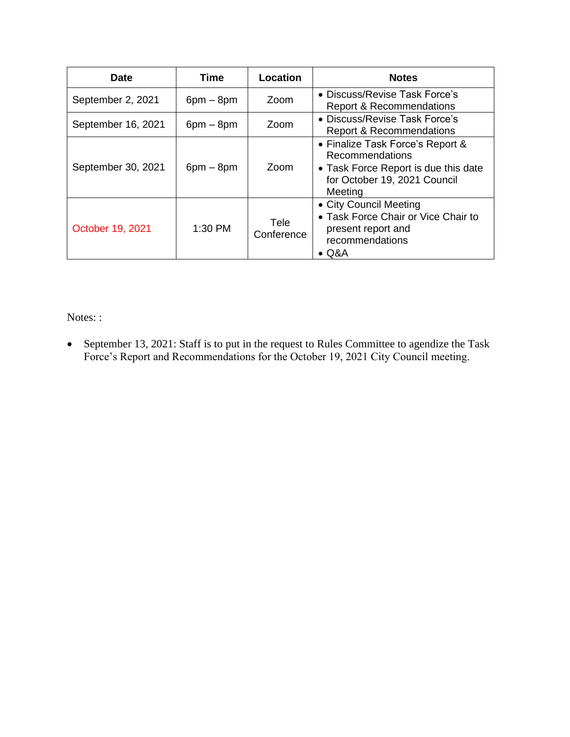| Date | Time | Location | Notes |
|---|---|---|---|
| September 2, 2021 | 6pm – 8pm | Zoom | • Discuss/Revise Task Force's Report & Recommendations |
| September 16, 2021 | 6pm – 8pm | Zoom | • Discuss/Revise Task Force's Report & Recommendations |
| September 30, 2021 | 6pm – 8pm | Zoom | • Finalize Task Force's Report & Recommendations<br>• Task Force Report is due this date for October 19, 2021 Council Meeting |
| October 19, 2021 | 1:30 PM | Tele Conference | • City Council Meeting<br>• Task Force Chair or Vice Chair to present report and recommendations<br>• Q&A |

Notes: :

- September 13, 2021: Staff is to put in the request to Rules Committee to agendize the Task Force's Report and Recommendations for the October 19, 2021 City Council meeting.